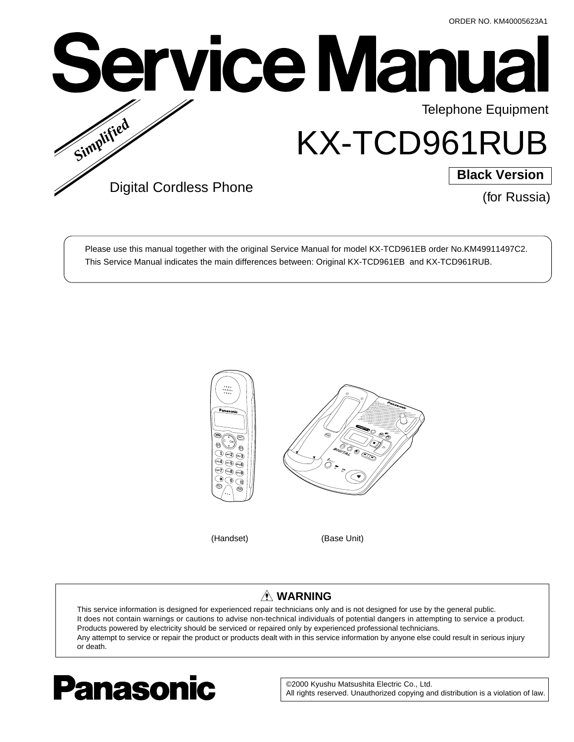ORDER NO. KM40005623A1

# Service Manual

*Simplified*

Telephone Equipment

## KX-TCD961RUB

**Black Version**

Digital Cordless Phone

(for Russia)

Please use this manual together with the original Service Manual for model KX-TCD961EB order No.KM49911497C2.
This Service Manual indicates the main differences between: Original KX-TCD961EB and KX-TCD961RUB.

(Handset) (Base Unit)

### WARNING

This service information is designed for experienced repair technicians only and is not designed for use by the general public.
It does not contain warnings or cautions to advise non-technical individuals of potential dangers in attempting to service a product.
Products powered by electricity should be serviced or repaired only by experienced professional technicians.
Any attempt to service or repair the product or products dealt with in this service information by anyone else could result in serious injury or death.

**Panasonic**

©2000 Kyushu Matsushita Electric Co., Ltd.
All rights reserved. Unauthorized copying and distribution is a violation of law.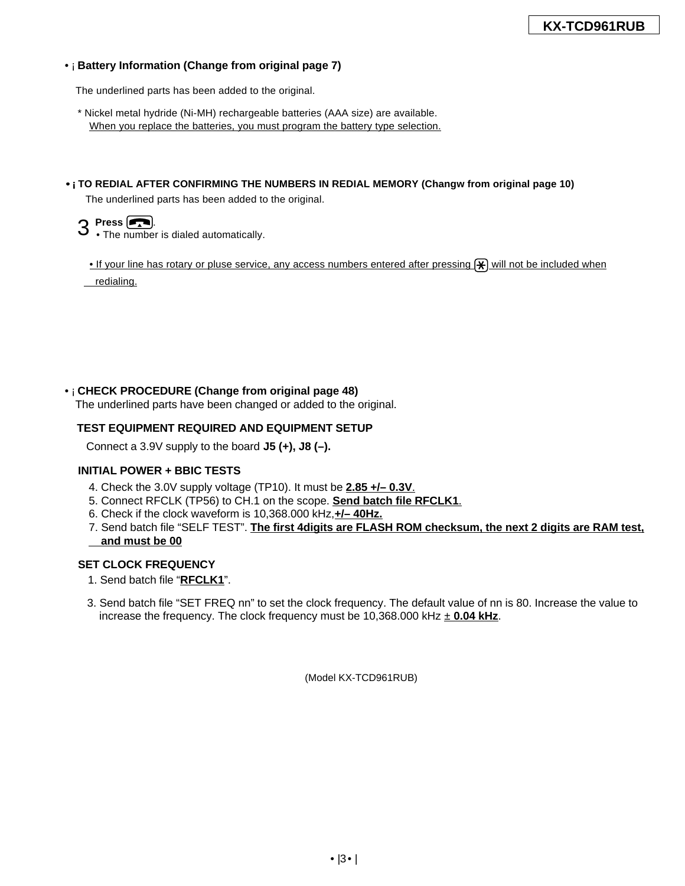## • ¡ Battery Information (Change from original page 7)

The underlined parts has been added to the original.

* Nickel metal hydride (Ni-MH) rechargeable batteries (AAA size) are available.
<u>When you replace the batteries, you must program the battery type selection.</u>

## • ¡ TO REDIAL AFTER CONFIRMING THE NUMBERS IN REDIAL MEMORY (Changw from original page 10)

The underlined parts has been added to the original.

3 **Press** [talk button].
• The number is dialed automatically.

<u>• If your line has rotary or pluse service, any access numbers entered after pressing [*] will not be included when redialing.</u>

## • ¡ CHECK PROCEDURE (Change from original page 48)

The underlined parts have been changed or added to the original.

### TEST EQUIPMENT REQUIRED AND EQUIPMENT SETUP

Connect a 3.9V supply to the board **J5 (+), J8 (–).**

### INITIAL POWER + BBIC TESTS

4. Check the 3.0V supply voltage (TP10). It must be <u>**2.85 +/– 0.3V**</u>.
5. Connect RFCLK (TP56) to CH.1 on the scope. <u>**Send batch file RFCLK1**</u>.
6. Check if the clock waveform is 10,368.000 kHz,<u>**+/– 40Hz.**</u>
7. Send batch file “SELF TEST”. <u>**The first 4digits are FLASH ROM checksum, the next 2 digits are RAM test, and must be 00**</u>

### SET CLOCK FREQUENCY

1. Send batch file “<u>**RFCLK1**</u>”.

3. Send batch file “SET FREQ nn” to set the clock frequency. The default value of nn is 80. Increase the value to increase the frequency. The clock frequency must be 10,368.000 kHz <u>±</u> <u>**0.04 kHz**</u>.

(Model KX-TCD961RUB)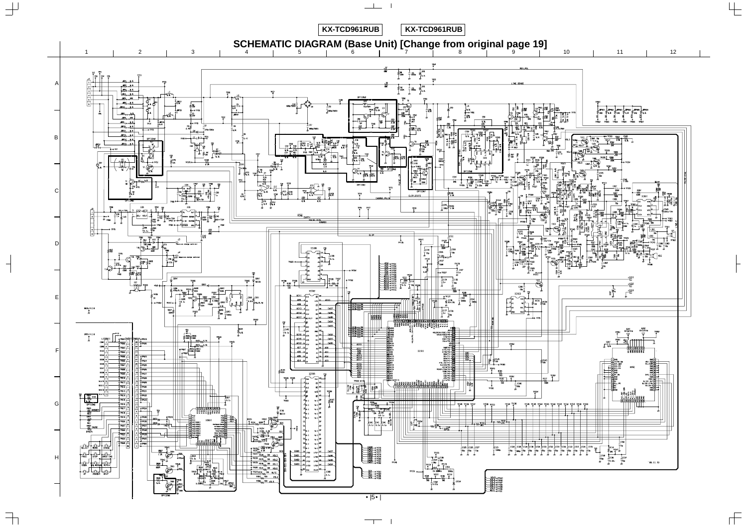KX-TCD961RUB KX-TCD961RUB

# SCHEMATIC DIAGRAM (Base Unit) [Change from original page 19]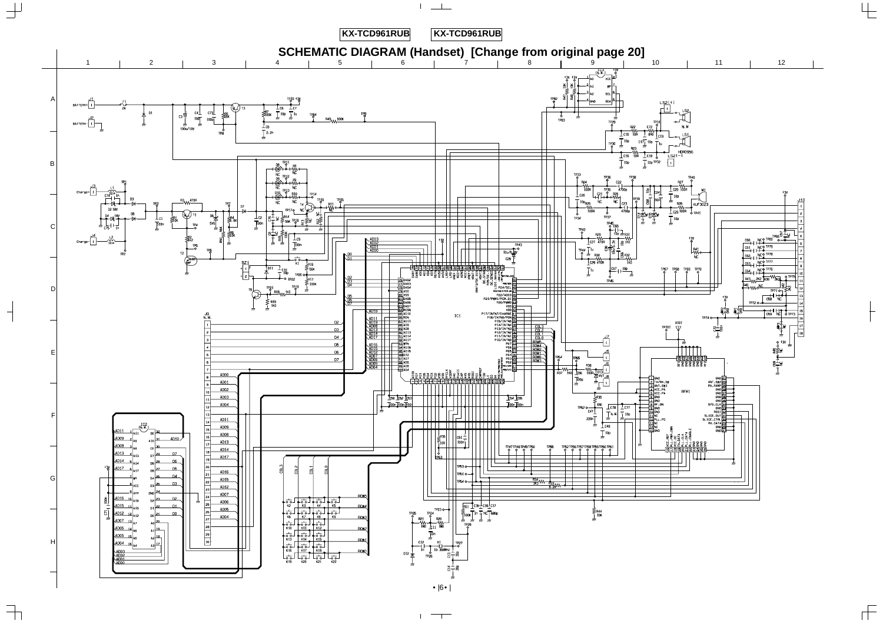KX-TCD961RUB

# SCHEMATIC DIAGRAM (Handset) [Change from original page 20]